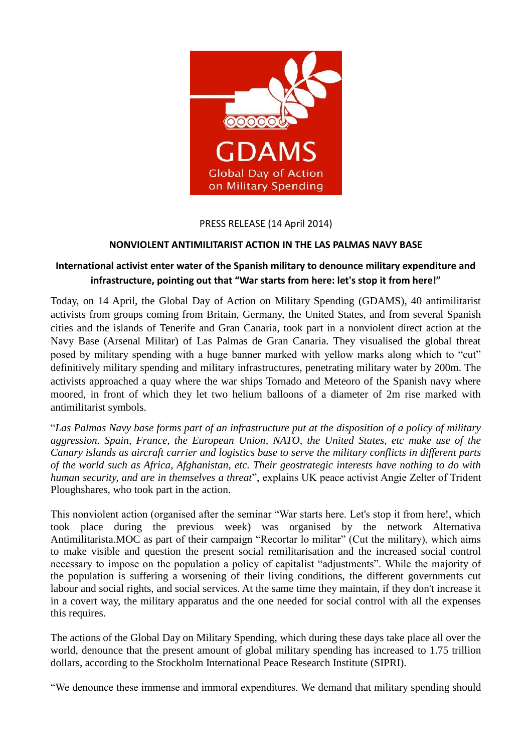PRESS RELEASE (14 April 2014)

## NONVIOLENT ANTIMILITARIST ACTION IN THE LAS PALMAS NAVY BASE

### International activist enter water of the Spanish military to denounce military expenditure and infrastructure, pointing out that "War starts from here: let's stop it from here!"

Today, on 14 April, the Global Day of Action on Military Spending (GDAMS), 40 antimilitarist activists from groups coming from Britain, Germany, the United States, and from several Spanish cities and the islands of Tenerife and Gran Canaria, took part in a nonviolent direct action at the Navy Base (Arsenal Militar) of Las Palmas de Gran Canaria. They visualised the global threat posed by military spending with a huge banner marked with yellow marks along which to "cut" definitively military spending and military infrastructures, penetrating military water by 200m. The activists approached a quay where the war ships Tornado and Meteoro of the Spanish navy where moored, in front of which they let two helium balloons of a diameter of 2m rise marked with antimilitarist symbols.

"*Las Palmas Navy base forms part of an infrastructure put at the disposition of a policy of military aggression. Spain, France, the European Union, NATO, the United States, etc make use of the Canary islands as aircraft carrier and logistics base to serve the military conflicts in different parts of the world such as Africa, Afghanistan, etc. Their geostrategic interests have nothing to do with human security, and are in themselves a threat*", explains UK peace activist Angie Zelter of Trident Ploughshares, who took part in the action.

This nonviolent action (organised after the seminar "War starts here. Let's stop it from here!, which took place during the previous week) was organised by the network Alternativa Antimilitarista.MOC as part of their campaign "Recortar lo militar" (Cut the military), which aims to make visible and question the present social remilitarisation and the increased social control necessary to impose on the population a policy of capitalist "adjustments". While the majority of the population is suffering a worsening of their living conditions, the different governments cut labour and social rights, and social services. At the same time they maintain, if they don't increase it in a covert way, the military apparatus and the one needed for social control with all the expenses this requires.

The actions of the Global Day on Military Spending, which during these days take place all over the world, denounce that the present amount of global military spending has increased to 1.75 trillion dollars, according to the Stockholm International Peace Research Institute (SIPRI).

"We denounce these immense and immoral expenditures. We demand that military spending should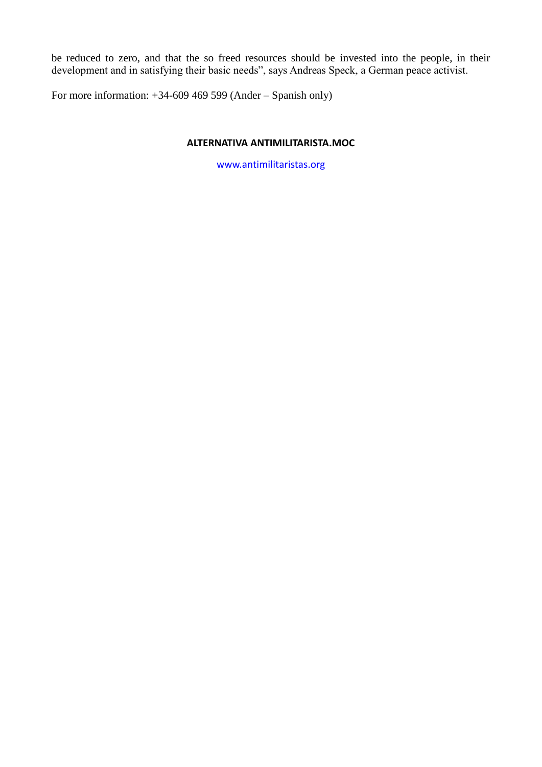be reduced to zero, and that the so freed resources should be invested into the people, in their development and in satisfying their basic needs", says Andreas Speck, a German peace activist.

For more information: +34-609 469 599 (Ander – Spanish only)

**ALTERNATIVA ANTIMILITARISTA.MOC**

www.antimilitaristas.org